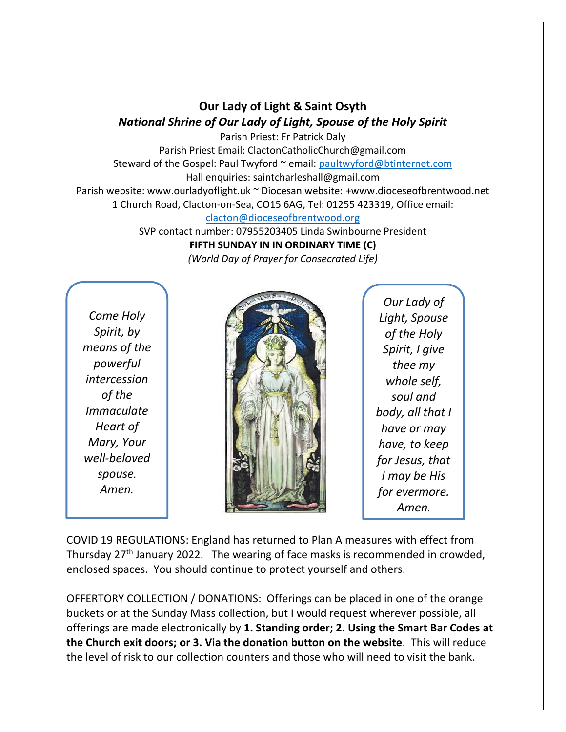# Our Lady of Light & Saint Osyth

## *National Shrine of Our Lady of Light, Spouse of the Holy Spirit*

Parish Priest: Fr Patrick Daly
Parish Priest Email: ClactonCatholicChurch@gmail.com
Steward of the Gospel: Paul Twyford ~ email: paultwyford@btinternet.com
Hall enquiries: saintcharleshall@gmail.com
Parish website: www.ourladyoflight.uk ~ Diocesan website: +www.dioceseofbrentwood.net
1 Church Road, Clacton-on-Sea, CO15 6AG, Tel: 01255 423319, Office email:
clacton@dioceseofbrentwood.org
SVP contact number: 07955203405 Linda Swinbourne President

**FIFTH SUNDAY IN IN ORDINARY TIME (C)**

*(World Day of Prayer for Consecrated Life)*

*Come Holy Spirit, by means of the powerful intercession of the Immaculate Heart of Mary, Your well-beloved spouse. Amen.*

*Our Lady of Light, Spouse of the Holy Spirit, I give thee my whole self, soul and body, all that I have or may have, to keep for Jesus, that I may be His for evermore. Amen.*

COVID 19 REGULATIONS: England has returned to Plan A measures with effect from Thursday 27th January 2022. The wearing of face masks is recommended in crowded, enclosed spaces. You should continue to protect yourself and others.

OFFERTORY COLLECTION / DONATIONS: Offerings can be placed in one of the orange buckets or at the Sunday Mass collection, but I would request wherever possible, all offerings are made electronically by **1. Standing order; 2. Using the Smart Bar Codes at the Church exit doors; or 3. Via the donation button on the website**. This will reduce the level of risk to our collection counters and those who will need to visit the bank.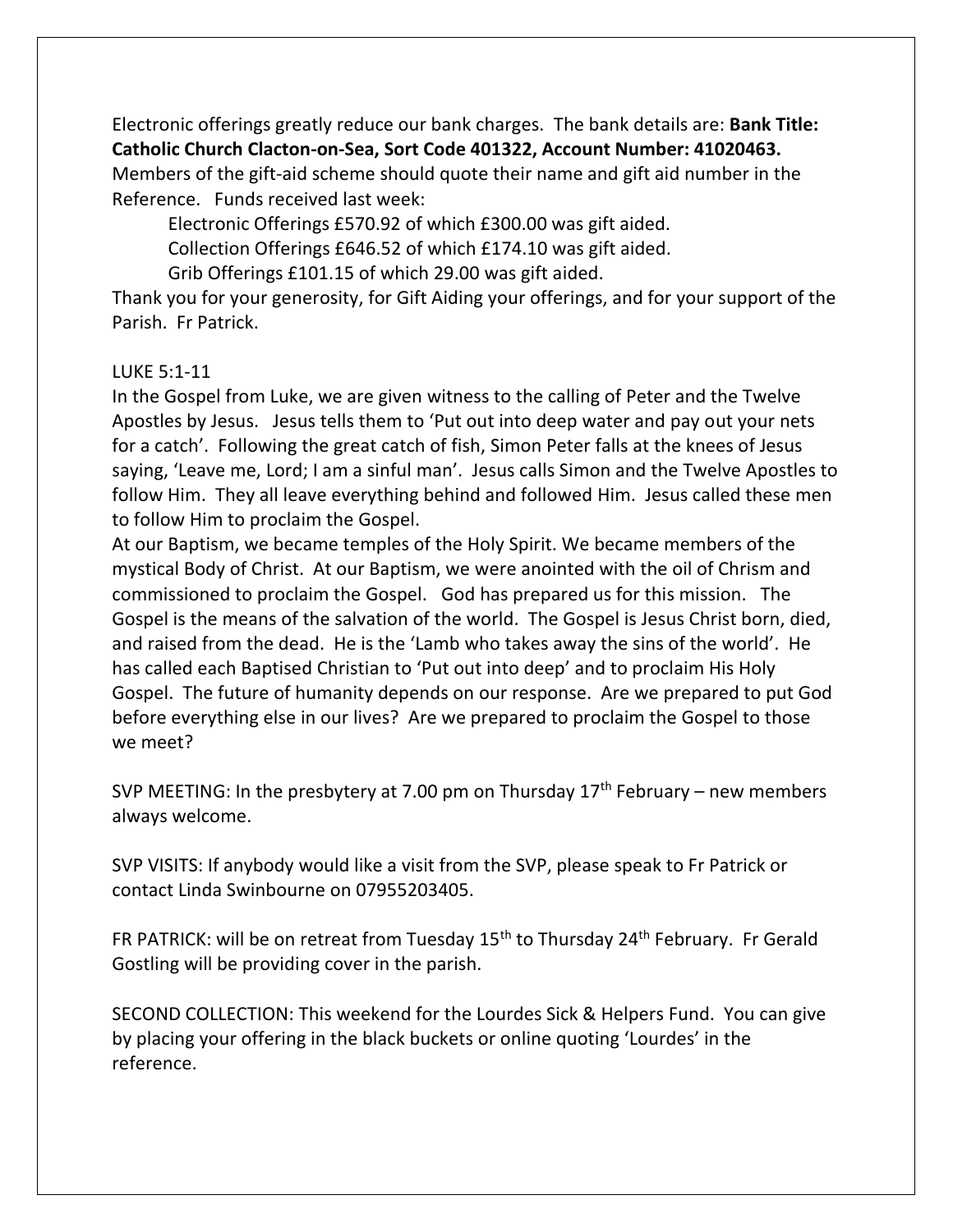Electronic offerings greatly reduce our bank charges. The bank details are: **Bank Title: Catholic Church Clacton-on-Sea, Sort Code 401322, Account Number: 41020463.** Members of the gift-aid scheme should quote their name and gift aid number in the Reference. Funds received last week:

Electronic Offerings £570.92 of which £300.00 was gift aided.
Collection Offerings £646.52 of which £174.10 was gift aided.
Grib Offerings £101.15 of which 29.00 was gift aided.

Thank you for your generosity, for Gift Aiding your offerings, and for your support of the Parish. Fr Patrick.

LUKE 5:1-11

In the Gospel from Luke, we are given witness to the calling of Peter and the Twelve Apostles by Jesus. Jesus tells them to 'Put out into deep water and pay out your nets for a catch'. Following the great catch of fish, Simon Peter falls at the knees of Jesus saying, 'Leave me, Lord; I am a sinful man'. Jesus calls Simon and the Twelve Apostles to follow Him. They all leave everything behind and followed Him. Jesus called these men to follow Him to proclaim the Gospel.

At our Baptism, we became temples of the Holy Spirit. We became members of the mystical Body of Christ. At our Baptism, we were anointed with the oil of Chrism and commissioned to proclaim the Gospel. God has prepared us for this mission. The Gospel is the means of the salvation of the world. The Gospel is Jesus Christ born, died, and raised from the dead. He is the 'Lamb who takes away the sins of the world'. He has called each Baptised Christian to 'Put out into deep' and to proclaim His Holy Gospel. The future of humanity depends on our response. Are we prepared to put God before everything else in our lives? Are we prepared to proclaim the Gospel to those we meet?

SVP MEETING: In the presbytery at 7.00 pm on Thursday 17th February – new members always welcome.

SVP VISITS: If anybody would like a visit from the SVP, please speak to Fr Patrick or contact Linda Swinbourne on 07955203405.

FR PATRICK: will be on retreat from Tuesday 15th to Thursday 24th February. Fr Gerald Gostling will be providing cover in the parish.

SECOND COLLECTION: This weekend for the Lourdes Sick & Helpers Fund. You can give by placing your offering in the black buckets or online quoting 'Lourdes' in the reference.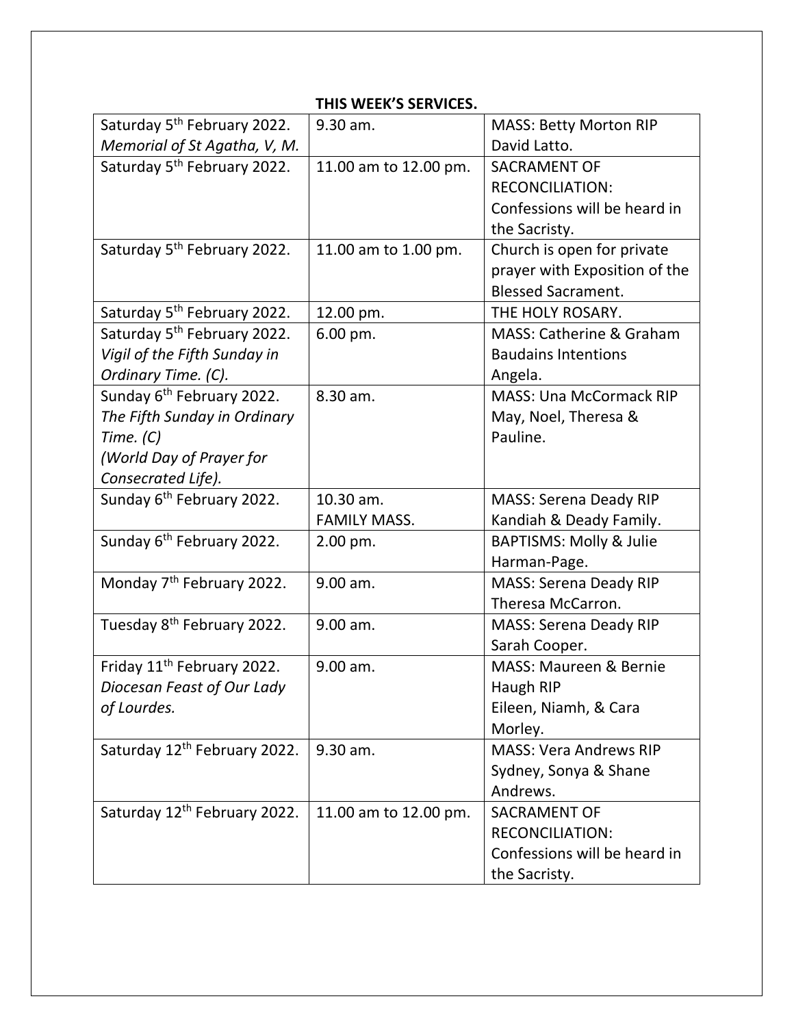**THIS WEEK'S SERVICES.**

| | | |
|---|---|---|
| Saturday 5th February 2022. *Memorial of St Agatha, V, M.* | 9.30 am. | MASS: Betty Morton RIP David Latto. |
| Saturday 5th February 2022. | 11.00 am to 12.00 pm. | SACRAMENT OF RECONCILIATION: Confessions will be heard in the Sacristy. |
| Saturday 5th February 2022. | 11.00 am to 1.00 pm. | Church is open for private prayer with Exposition of the Blessed Sacrament. |
| Saturday 5th February 2022. | 12.00 pm. | THE HOLY ROSARY. |
| Saturday 5th February 2022. *Vigil of the Fifth Sunday in Ordinary Time. (C).* | 6.00 pm. | MASS: Catherine & Graham Baudains Intentions Angela. |
| Sunday 6th February 2022. *The Fifth Sunday in Ordinary Time. (C) (World Day of Prayer for Consecrated Life).* | 8.30 am. | MASS: Una McCormack RIP May, Noel, Theresa & Pauline. |
| Sunday 6th February 2022. | 10.30 am. FAMILY MASS. | MASS: Serena Deady RIP Kandiah & Deady Family. |
| Sunday 6th February 2022. | 2.00 pm. | BAPTISMS: Molly & Julie Harman-Page. |
| Monday 7th February 2022. | 9.00 am. | MASS: Serena Deady RIP Theresa McCarron. |
| Tuesday 8th February 2022. | 9.00 am. | MASS: Serena Deady RIP Sarah Cooper. |
| Friday 11th February 2022. *Diocesan Feast of Our Lady of Lourdes.* | 9.00 am. | MASS: Maureen & Bernie Haugh RIP Eileen, Niamh, & Cara Morley. |
| Saturday 12th February 2022. | 9.30 am. | MASS: Vera Andrews RIP Sydney, Sonya & Shane Andrews. |
| Saturday 12th February 2022. | 11.00 am to 12.00 pm. | SACRAMENT OF RECONCILIATION: Confessions will be heard in the Sacristy. |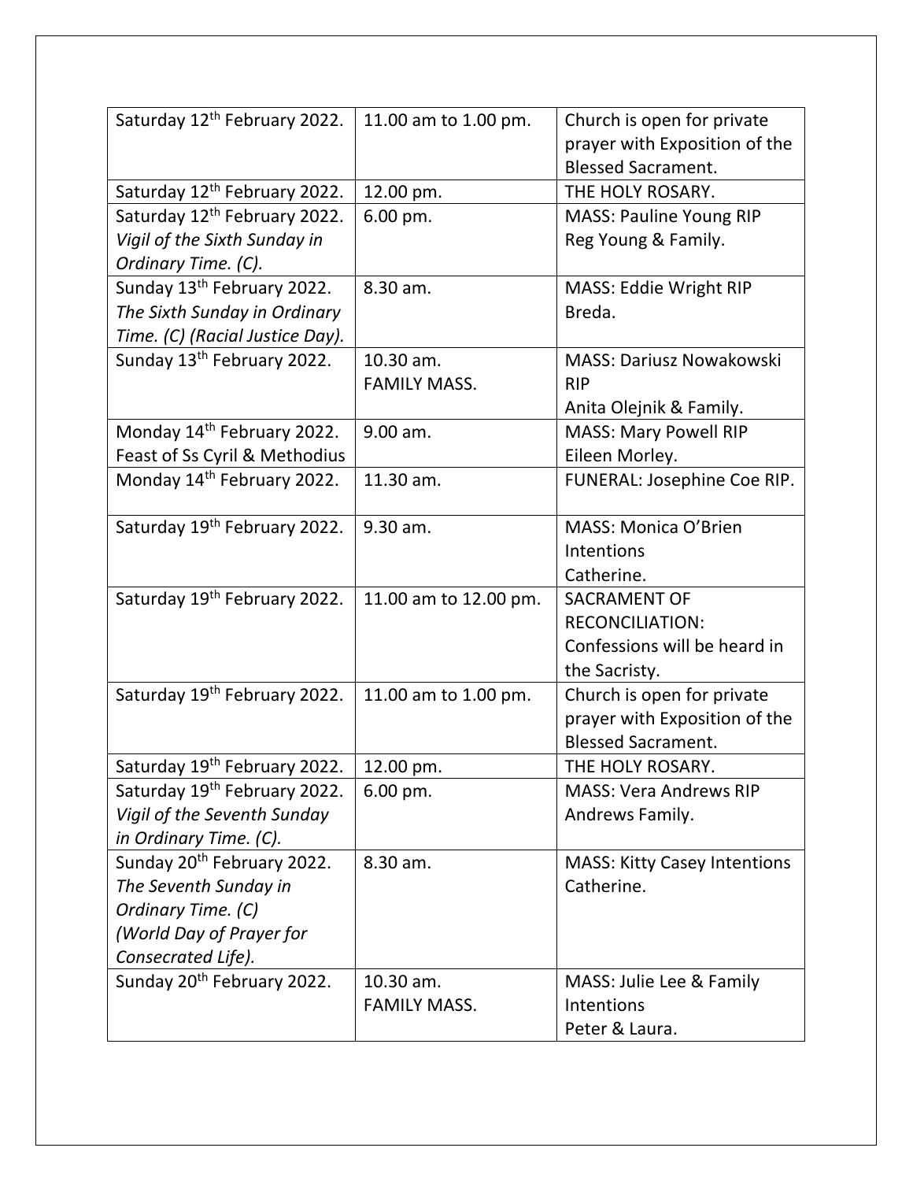| | | |
|---|---|---|
| Saturday 12th February 2022. | 11.00 am to 1.00 pm. | Church is open for private prayer with Exposition of the Blessed Sacrament. |
| Saturday 12th February 2022. | 12.00 pm. | THE HOLY ROSARY. |
| Saturday 12th February 2022. *Vigil of the Sixth Sunday in Ordinary Time. (C).* | 6.00 pm. | MASS: Pauline Young RIP Reg Young & Family. |
| Sunday 13th February 2022. *The Sixth Sunday in Ordinary Time. (C) (Racial Justice Day).* | 8.30 am. | MASS: Eddie Wright RIP Breda. |
| Sunday 13th February 2022. | 10.30 am. FAMILY MASS. | MASS: Dariusz Nowakowski RIP Anita Olejnik & Family. |
| Monday 14th February 2022. Feast of Ss Cyril & Methodius | 9.00 am. | MASS: Mary Powell RIP Eileen Morley. |
| Monday 14th February 2022. | 11.30 am. | FUNERAL: Josephine Coe RIP. |
| Saturday 19th February 2022. | 9.30 am. | MASS: Monica O'Brien Intentions Catherine. |
| Saturday 19th February 2022. | 11.00 am to 12.00 pm. | SACRAMENT OF RECONCILIATION: Confessions will be heard in the Sacristy. |
| Saturday 19th February 2022. | 11.00 am to 1.00 pm. | Church is open for private prayer with Exposition of the Blessed Sacrament. |
| Saturday 19th February 2022. | 12.00 pm. | THE HOLY ROSARY. |
| Saturday 19th February 2022. *Vigil of the Seventh Sunday in Ordinary Time. (C).* | 6.00 pm. | MASS: Vera Andrews RIP Andrews Family. |
| Sunday 20th February 2022. *The Seventh Sunday in Ordinary Time. (C) (World Day of Prayer for Consecrated Life).* | 8.30 am. | MASS: Kitty Casey Intentions Catherine. |
| Sunday 20th February 2022. | 10.30 am. FAMILY MASS. | MASS: Julie Lee & Family Intentions Peter & Laura. |